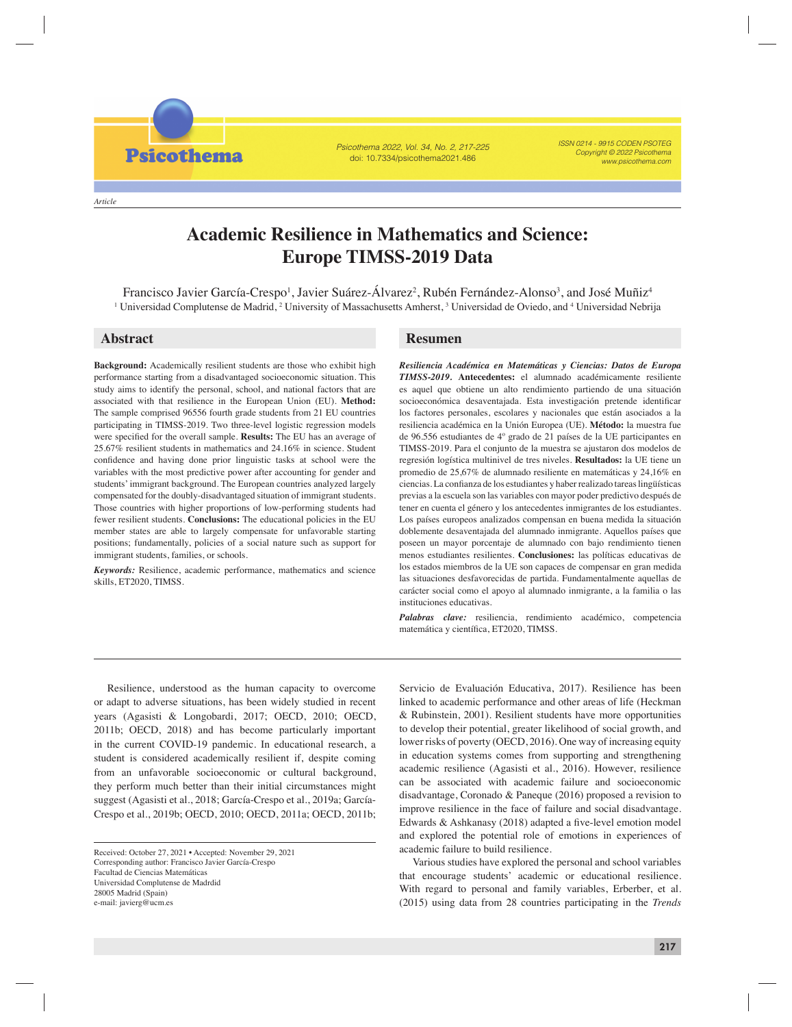Article

# Academic Resilience in Mathematics and Science: Europe TIMSS-2019 Data

Francisco Javier García-Crespo[1], Javier Suárez-Álvarez[2], Rubén Fernández-Alonso[3], and José Muñiz[4]

[1] Universidad Complutense de Madrid, [2] University of Massachusetts Amherst, [3] Universidad de Oviedo, and [4] Universidad Nebrija

## Abstract

**Background:** Academically resilient students are those who exhibit high performance starting from a disadvantaged socioeconomic situation. This study aims to identify the personal, school, and national factors that are associated with that resilience in the European Union (EU). **Method:** The sample comprised 96556 fourth grade students from 21 EU countries participating in TIMSS-2019. Two three-level logistic regression models were specified for the overall sample. **Results:** The EU has an average of 25.67% resilient students in mathematics and 24.16% in science. Student confidence and having done prior linguistic tasks at school were the variables with the most predictive power after accounting for gender and students' immigrant background. The European countries analyzed largely compensated for the doubly-disadvantaged situation of immigrant students. Those countries with higher proportions of low-performing students had fewer resilient students. **Conclusions:** The educational policies in the EU member states are able to largely compensate for unfavorable starting positions; fundamentally, policies of a social nature such as support for immigrant students, families, or schools.

***Keywords:*** Resilience, academic performance, mathematics and science skills, ET2020, TIMSS.

## Resumen

***Resiliencia Académica en Matemáticas y Ciencias: Datos de Europa TIMSS-2019.*** **Antecedentes:** el alumnado académicamente resiliente es aquel que obtiene un alto rendimiento partiendo de una situación socioeconómica desaventajada. Esta investigación pretende identificar los factores personales, escolares y nacionales que están asociados a la resiliencia académica en la Unión Europea (UE). **Método:** la muestra fue de 96.556 estudiantes de 4º grado de 21 países de la UE participantes en TIMSS-2019. Para el conjunto de la muestra se ajustaron dos modelos de regresión logística multinivel de tres niveles. **Resultados:** la UE tiene un promedio de 25,67% de alumnado resiliente en matemáticas y 24,16% en ciencias. La confianza de los estudiantes y haber realizado tareas lingüísticas previas a la escuela son las variables con mayor poder predictivo después de tener en cuenta el género y los antecedentes inmigrantes de los estudiantes. Los países europeos analizados compensan en buena medida la situación doblemente desaventajada del alumnado inmigrante. Aquellos países que poseen un mayor porcentaje de alumnado con bajo rendimiento tienen menos estudiantes resilientes. **Conclusiones:** las políticas educativas de los estados miembros de la UE son capaces de compensar en gran medida las situaciones desfavorecidas de partida. Fundamentalmente aquellas de carácter social como el apoyo al alumnado inmigrante, a la familia o las instituciones educativas.

***Palabras clave:*** resiliencia, rendimiento académico, competencia matemática y científica, ET2020, TIMSS.

---

Resilience, understood as the human capacity to overcome or adapt to adverse situations, has been widely studied in recent years (Agasisti & Longobardi, 2017; OECD, 2010; OECD, 2011b; OECD, 2018) and has become particularly important in the current COVID-19 pandemic. In educational research, a student is considered academically resilient if, despite coming from an unfavorable socioeconomic or cultural background, they perform much better than their initial circumstances might suggest (Agasisti et al., 2018; García-Crespo et al., 2019a; García-Crespo et al., 2019b; OECD, 2010; OECD, 2011a; OECD, 2011b; Servicio de Evaluación Educativa, 2017). Resilience has been linked to academic performance and other areas of life (Heckman & Rubinstein, 2001). Resilient students have more opportunities to develop their potential, greater likelihood of social growth, and lower risks of poverty (OECD, 2016). One way of increasing equity in education systems comes from supporting and strengthening academic resilience (Agasisti et al., 2016). However, resilience can be associated with academic failure and socioeconomic disadvantage, Coronado & Paneque (2016) proposed a revision to improve resilience in the face of failure and social disadvantage. Edwards & Ashkanasy (2018) adapted a five-level emotion model and explored the potential role of emotions in experiences of academic failure to build resilience.

Various studies have explored the personal and school variables that encourage students' academic or educational resilience. With regard to personal and family variables, Erberber, et al. (2015) using data from 28 countries participating in the *Trends*

Received: October 27, 2021 • Accepted: November 29, 2021
Corresponding author: Francisco Javier García-Crespo
Facultad de Ciencias Matemáticas
Universidad Complutense de Madrdid
28005 Madrid (Spain)
e-mail: javierg@ucm.es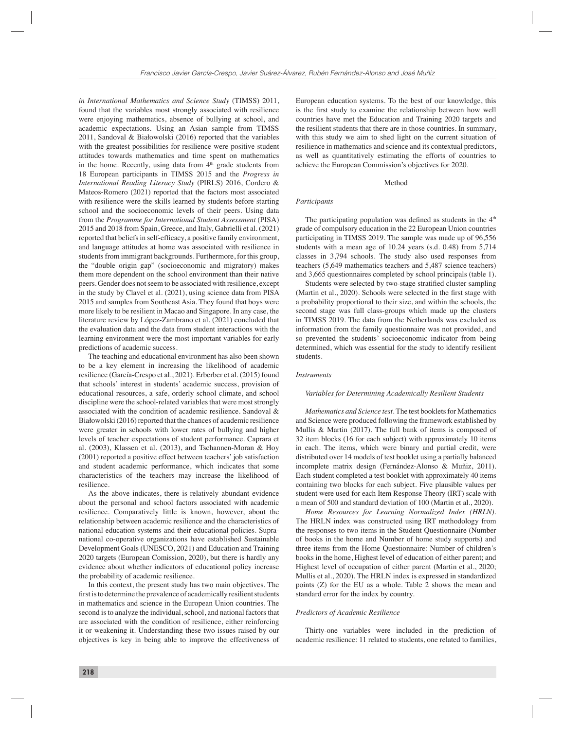*in International Mathematics and Science Study* (TIMSS) 2011, found that the variables most strongly associated with resilience were enjoying mathematics, absence of bullying at school, and academic expectations. Using an Asian sample from TIMSS 2011, Sandoval & Białowolski (2016) reported that the variables with the greatest possibilities for resilience were positive student attitudes towards mathematics and time spent on mathematics in the home. Recently, using data from 4th grade students from 18 European participants in TIMSS 2015 and the *Progress in International Reading Literacy Study* (PIRLS) 2016, Cordero & Mateos-Romero (2021) reported that the factors most associated with resilience were the skills learned by students before starting school and the socioeconomic levels of their peers. Using data from the *Programme for International Student Assessment* (PISA) 2015 and 2018 from Spain, Greece, and Italy, Gabrielli et al. (2021) reported that beliefs in self-efficacy, a positive family environment, and language attitudes at home was associated with resilience in students from immigrant backgrounds. Furthermore, for this group, the "double origin gap" (socioeconomic and migratory) makes them more dependent on the school environment than their native peers. Gender does not seem to be associated with resilience, except in the study by Clavel et al. (2021), using science data from PISA 2015 and samples from Southeast Asia. They found that boys were more likely to be resilient in Macao and Singapore. In any case, the literature review by López-Zambrano et al. (2021) concluded that the evaluation data and the data from student interactions with the learning environment were the most important variables for early predictions of academic success.

The teaching and educational environment has also been shown to be a key element in increasing the likelihood of academic resilience (García-Crespo et al., 2021). Erberber et al. (2015) found that schools' interest in students' academic success, provision of educational resources, a safe, orderly school climate, and school discipline were the school-related variables that were most strongly associated with the condition of academic resilience. Sandoval & Białowolski (2016) reported that the chances of academic resilience were greater in schools with lower rates of bullying and higher levels of teacher expectations of student performance. Caprara et al. (2003), Klassen et al. (2013), and Tschannen-Moran & Hoy (2001) reported a positive effect between teachers' job satisfaction and student academic performance, which indicates that some characteristics of the teachers may increase the likelihood of resilience.

As the above indicates, there is relatively abundant evidence about the personal and school factors associated with academic resilience. Comparatively little is known, however, about the relationship between academic resilience and the characteristics of national education systems and their educational policies. Supra-national co-operative organizations have established Sustainable Development Goals (UNESCO, 2021) and Education and Training 2020 targets (European Comission, 2020), but there is hardly any evidence about whether indicators of educational policy increase the probability of academic resilience.

In this context, the present study has two main objectives. The first is to determine the prevalence of academically resilient students in mathematics and science in the European Union countries. The second is to analyze the individual, school, and national factors that are associated with the condition of resilience, either reinforcing it or weakening it. Understanding these two issues raised by our objectives is key in being able to improve the effectiveness of European education systems. To the best of our knowledge, this is the first study to examine the relationship between how well countries have met the Education and Training 2020 targets and the resilient students that there are in those countries. In summary, with this study we aim to shed light on the current situation of resilience in mathematics and science and its contextual predictors, as well as quantitatively estimating the efforts of countries to achieve the European Commission's objectives for 2020.

## Method

### *Participants*

The participating population was defined as students in the 4th grade of compulsory education in the 22 European Union countries participating in TIMSS 2019. The sample was made up of 96,556 students with a mean age of 10.24 years (s.d. 0.48) from 5,714 classes in 3,794 schools. The study also used responses from teachers (5,649 mathematics teachers and 5,487 science teachers) and 3,665 questionnaires completed by school principals (table 1).

Students were selected by two-stage stratified cluster sampling (Martin et al., 2020). Schools were selected in the first stage with a probability proportional to their size, and within the schools, the second stage was full class-groups which made up the clusters in TIMSS 2019. The data from the Netherlands was excluded as information from the family questionnaire was not provided, and so prevented the students' socioeconomic indicator from being determined, which was essential for the study to identify resilient students.

### *Instruments*

#### *Variables for Determining Academically Resilient Students*

*Mathematics and Science test.* The test booklets for Mathematics and Science were produced following the framework established by Mullis & Martin (2017). The full bank of items is composed of 32 item blocks (16 for each subject) with approximately 10 items in each. The items, which were binary and partial credit, were distributed over 14 models of test booklet using a partially balanced incomplete matrix design (Fernández-Alonso & Muñiz, 2011). Each student completed a test booklet with approximately 40 items containing two blocks for each subject. Five plausible values per student were used for each Item Response Theory (IRT) scale with a mean of 500 and standard deviation of 100 (Martin et al., 2020).

*Home Resources for Learning Normalized Index (HRLN).* The HRLN index was constructed using IRT methodology from the responses to two items in the Student Questionnaire (Number of books in the home and Number of home study supports) and three items from the Home Questionnaire: Number of children's books in the home, Highest level of education of either parent; and Highest level of occupation of either parent (Martin et al., 2020; Mullis et al., 2020). The HRLN index is expressed in standardized points (Z) for the EU as a whole. Table 2 shows the mean and standard error for the index by country.

#### *Predictors of Academic Resilience*

Thirty-one variables were included in the prediction of academic resilience: 11 related to students, one related to families,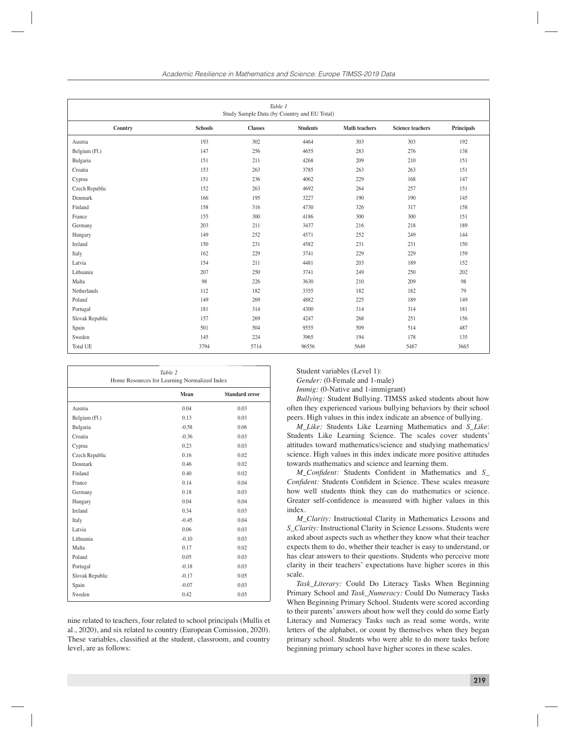*Table 1*
Study Sample Data (by Country and EU Total)

| Country | Schools | Classes | Students | Math teachers | Science teachers | Principals |
|---|---|---|---|---|---|---|
| Austria | 193 | 302 | 4464 | 303 | 303 | 192 |
| Belgium (Fl.) | 147 | 256 | 4655 | 283 | 276 | 138 |
| Bulgaria | 151 | 211 | 4268 | 209 | 210 | 151 |
| Croatia | 153 | 263 | 3785 | 263 | 263 | 151 |
| Cyprus | 151 | 236 | 4062 | 229 | 168 | 147 |
| Czech Republic | 152 | 263 | 4692 | 264 | 257 | 151 |
| Denmark | 166 | 195 | 3227 | 190 | 190 | 145 |
| Finland | 158 | 316 | 4730 | 326 | 317 | 158 |
| France | 155 | 300 | 4186 | 300 | 300 | 151 |
| Germany | 203 | 211 | 3437 | 216 | 218 | 189 |
| Hungary | 149 | 252 | 4571 | 252 | 249 | 144 |
| Ireland | 150 | 231 | 4582 | 231 | 231 | 150 |
| Italy | 162 | 229 | 3741 | 229 | 229 | 159 |
| Latvia | 154 | 211 | 4481 | 203 | 189 | 152 |
| Lithuania | 207 | 250 | 3741 | 249 | 250 | 202 |
| Malta | 98 | 226 | 3630 | 210 | 209 | 98 |
| Netherlands | 112 | 182 | 3355 | 182 | 182 | 79 |
| Poland | 149 | 269 | 4882 | 225 | 189 | 149 |
| Portugal | 181 | 314 | 4300 | 314 | 314 | 181 |
| Slovak Republic | 157 | 269 | 4247 | 268 | 251 | 156 |
| Spain | 501 | 504 | 9555 | 509 | 514 | 487 |
| Sweden | 145 | 224 | 3965 | 194 | 178 | 135 |
| Total UE | 3794 | 5714 | 96556 | 5649 | 5487 | 3665 |

*Table 2*
Home Resources for Learning Normalized Index

| | Mean | Standard error |
|---|---|---|
| Austria | 0.04 | 0.03 |
| Belgium (Fl.) | 0.13 | 0.03 |
| Bulgaria | -0.58 | 0.06 |
| Croatia | -0.36 | 0.03 |
| Cyprus | 0.23 | 0.03 |
| Czech Republic | 0.16 | 0.02 |
| Denmark | 0.46 | 0.02 |
| Finland | 0.40 | 0.02 |
| France | 0.14 | 0.04 |
| Germany | 0.18 | 0.03 |
| Hungary | 0.04 | 0.04 |
| Ireland | 0.34 | 0.03 |
| Italy | -0.45 | 0.04 |
| Latvia | 0.06 | 0.03 |
| Lithuania | -0.10 | 0.03 |
| Malta | 0.17 | 0.02 |
| Poland | 0.05 | 0.03 |
| Portugal | -0.18 | 0.03 |
| Slovak Republic | -0.17 | 0.05 |
| Spain | -0.07 | 0.03 |
| Sweden | 0.42 | 0.05 |

nine related to teachers, four related to school principals (Mullis et al., 2020), and six related to country (European Comission, 2020). These variables, classified at the student, classroom, and country level, are as follows:

Student variables (Level 1):

*Gender:* (0-Female and 1-male)

*Immig:* (0-Native and 1-immigrant)

*Bullying:* Student Bullying. TIMSS asked students about how often they experienced various bullying behaviors by their school peers. High values in this index indicate an absence of bullying.

*M_Like:* Students Like Learning Mathematics and *S_Like*: Students Like Learning Science. The scales cover students' attitudes toward mathematics/science and studying mathematics/science. High values in this index indicate more positive attitudes towards mathematics and science and learning them.

*M_Confident:* Students Confident in Mathematics and *S_Confident:* Students Confident in Science. These scales measure how well students think they can do mathematics or science. Greater self-confidence is measured with higher values in this index.

*M_Clarity:* Instructional Clarity in Mathematics Lessons and *S_Clarity:* Instructional Clarity in Science Lessons. Students were asked about aspects such as whether they know what their teacher expects them to do, whether their teacher is easy to understand, or has clear answers to their questions. Students who perceive more clarity in their teachers' expectations have higher scores in this scale.

*Task_Literary:* Could Do Literacy Tasks When Beginning Primary School and *Task_Numeracy:* Could Do Numeracy Tasks When Beginning Primary School. Students were scored according to their parents' answers about how well they could do some Early Literacy and Numeracy Tasks such as read some words, write letters of the alphabet, or count by themselves when they began primary school. Students who were able to do more tasks before beginning primary school have higher scores in these scales.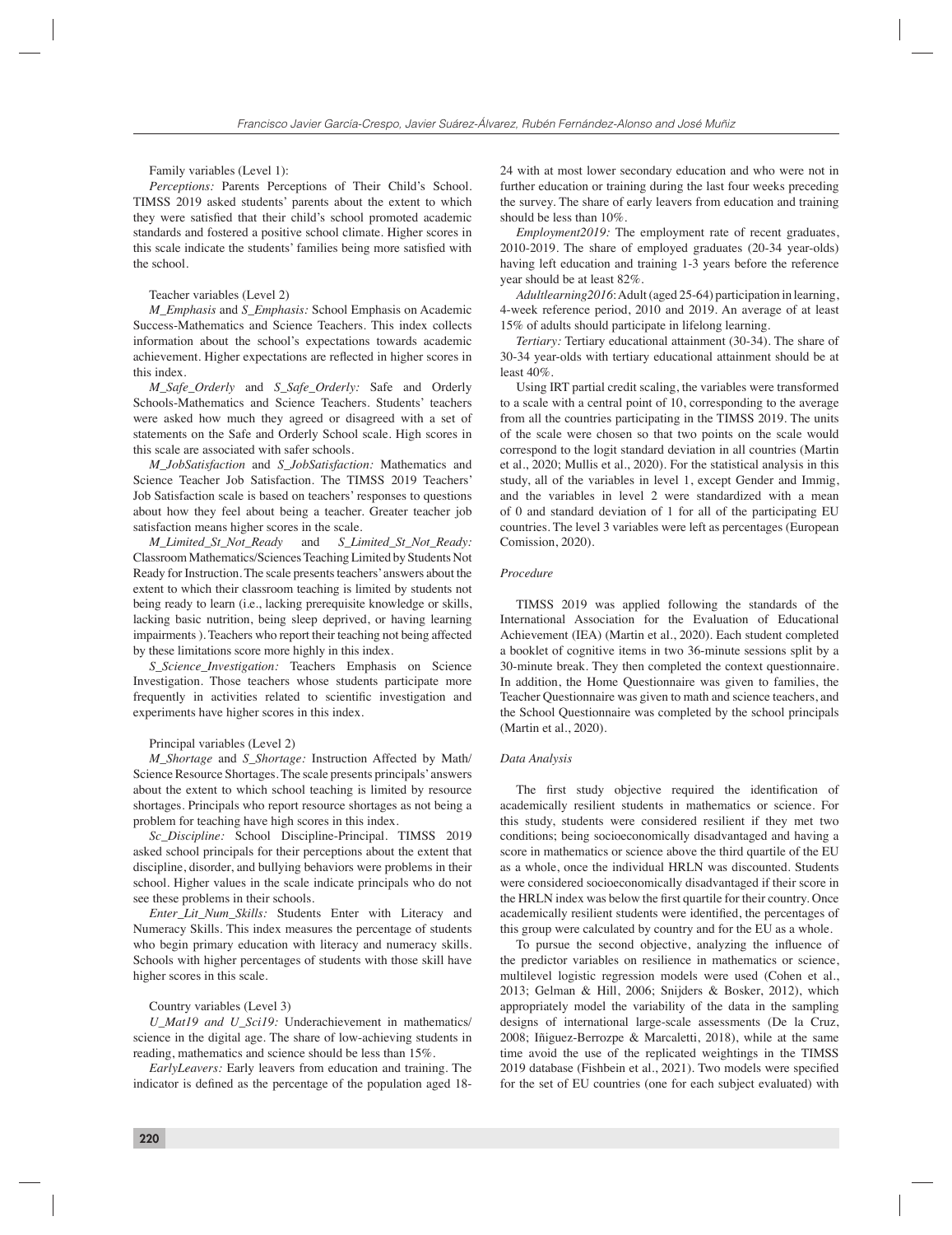Family variables (Level 1):

*Perceptions:* Parents Perceptions of Their Child's School. TIMSS 2019 asked students' parents about the extent to which they were satisfied that their child's school promoted academic standards and fostered a positive school climate. Higher scores in this scale indicate the students' families being more satisfied with the school.

Teacher variables (Level 2)

*M_Emphasis* and *S_Emphasis:* School Emphasis on Academic Success-Mathematics and Science Teachers. This index collects information about the school's expectations towards academic achievement. Higher expectations are reflected in higher scores in this index.

*M_Safe_Orderly* and *S_Safe_Orderly:* Safe and Orderly Schools-Mathematics and Science Teachers. Students' teachers were asked how much they agreed or disagreed with a set of statements on the Safe and Orderly School scale. High scores in this scale are associated with safer schools.

*M_JobSatisfaction* and *S_JobSatisfaction:* Mathematics and Science Teacher Job Satisfaction. The TIMSS 2019 Teachers' Job Satisfaction scale is based on teachers' responses to questions about how they feel about being a teacher. Greater teacher job satisfaction means higher scores in the scale.

*M_Limited_St_Not_Ready* and *S_Limited_St_Not_Ready:* Classroom Mathematics/Sciences Teaching Limited by Students Not Ready for Instruction. The scale presents teachers' answers about the extent to which their classroom teaching is limited by students not being ready to learn (i.e., lacking prerequisite knowledge or skills, lacking basic nutrition, being sleep deprived, or having learning impairments ). Teachers who report their teaching not being affected by these limitations score more highly in this index.

*S_Science_Investigation:* Teachers Emphasis on Science Investigation. Those teachers whose students participate more frequently in activities related to scientific investigation and experiments have higher scores in this index.

Principal variables (Level 2)

*M_Shortage* and *S_Shortage:* Instruction Affected by Math/Science Resource Shortages. The scale presents principals' answers about the extent to which school teaching is limited by resource shortages. Principals who report resource shortages as not being a problem for teaching have high scores in this index.

*Sc_Discipline:* School Discipline-Principal. TIMSS 2019 asked school principals for their perceptions about the extent that discipline, disorder, and bullying behaviors were problems in their school. Higher values in the scale indicate principals who do not see these problems in their schools.

*Enter_Lit_Num_Skills:* Students Enter with Literacy and Numeracy Skills. This index measures the percentage of students who begin primary education with literacy and numeracy skills. Schools with higher percentages of students with those skill have higher scores in this scale.

Country variables (Level 3)

*U_Mat19 and U_Sci19:* Underachievement in mathematics/science in the digital age. The share of low-achieving students in reading, mathematics and science should be less than 15%.

*EarlyLeavers:* Early leavers from education and training. The indicator is defined as the percentage of the population aged 18-24 with at most lower secondary education and who were not in further education or training during the last four weeks preceding the survey. The share of early leavers from education and training should be less than 10%.

*Employment2019:* The employment rate of recent graduates, 2010-2019. The share of employed graduates (20-34 year-olds) having left education and training 1-3 years before the reference year should be at least 82%.

*Adultlearning2016*: Adult (aged 25-64) participation in learning, 4-week reference period, 2010 and 2019. An average of at least 15% of adults should participate in lifelong learning.

*Tertiary:* Tertiary educational attainment (30-34). The share of 30-34 year-olds with tertiary educational attainment should be at least 40%.

Using IRT partial credit scaling, the variables were transformed to a scale with a central point of 10, corresponding to the average from all the countries participating in the TIMSS 2019. The units of the scale were chosen so that two points on the scale would correspond to the logit standard deviation in all countries (Martin et al., 2020; Mullis et al., 2020). For the statistical analysis in this study, all of the variables in level 1, except Gender and Immig, and the variables in level 2 were standardized with a mean of 0 and standard deviation of 1 for all of the participating EU countries. The level 3 variables were left as percentages (European Comission, 2020).

### *Procedure*

TIMSS 2019 was applied following the standards of the International Association for the Evaluation of Educational Achievement (IEA) (Martin et al., 2020). Each student completed a booklet of cognitive items in two 36-minute sessions split by a 30-minute break. They then completed the context questionnaire. In addition, the Home Questionnaire was given to families, the Teacher Questionnaire was given to math and science teachers, and the School Questionnaire was completed by the school principals (Martin et al., 2020).

### *Data Analysis*

The first study objective required the identification of academically resilient students in mathematics or science. For this study, students were considered resilient if they met two conditions; being socioeconomically disadvantaged and having a score in mathematics or science above the third quartile of the EU as a whole, once the individual HRLN was discounted. Students were considered socioeconomically disadvantaged if their score in the HRLN index was below the first quartile for their country. Once academically resilient students were identified, the percentages of this group were calculated by country and for the EU as a whole.

To pursue the second objective, analyzing the influence of the predictor variables on resilience in mathematics or science, multilevel logistic regression models were used (Cohen et al., 2013; Gelman & Hill, 2006; Snijders & Bosker, 2012), which appropriately model the variability of the data in the sampling designs of international large-scale assessments (De la Cruz, 2008; Iñiguez-Berrozpe & Marcaletti, 2018), while at the same time avoid the use of the replicated weightings in the TIMSS 2019 database (Fishbein et al., 2021). Two models were specified for the set of EU countries (one for each subject evaluated) with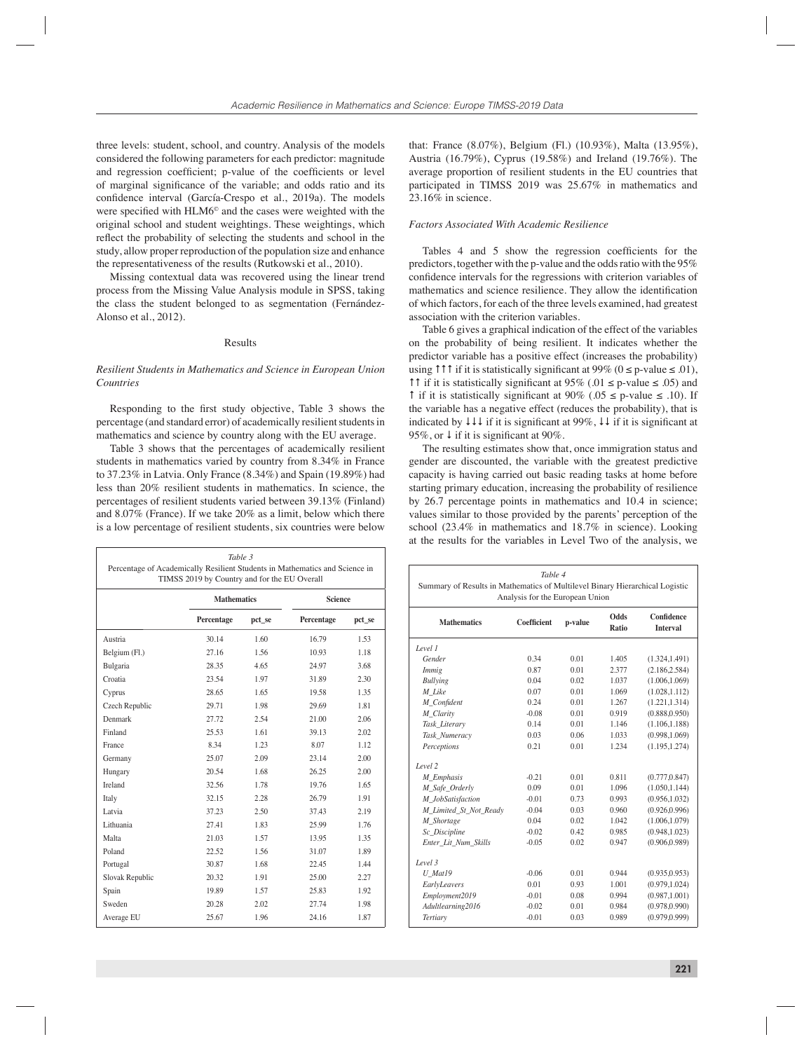three levels: student, school, and country. Analysis of the models considered the following parameters for each predictor: magnitude and regression coefficient; p-value of the coefficients or level of marginal significance of the variable; and odds ratio and its confidence interval (García-Crespo et al., 2019a). The models were specified with HLM6© and the cases were weighted with the original school and student weightings. These weightings, which reflect the probability of selecting the students and school in the study, allow proper reproduction of the population size and enhance the representativeness of the results (Rutkowski et al., 2010).

Missing contextual data was recovered using the linear trend process from the Missing Value Analysis module in SPSS, taking the class the student belonged to as segmentation (Fernández-Alonso et al., 2012).

## Results

### *Resilient Students in Mathematics and Science in European Union Countries*

Responding to the first study objective, Table 3 shows the percentage (and standard error) of academically resilient students in mathematics and science by country along with the EU average.

Table 3 shows that the percentages of academically resilient students in mathematics varied by country from 8.34% in France to 37.23% in Latvia. Only France (8.34%) and Spain (19.89%) had less than 20% resilient students in mathematics. In science, the percentages of resilient students varied between 39.13% (Finland) and 8.07% (France). If we take 20% as a limit, below which there is a low percentage of resilient students, six countries were below that: France (8.07%), Belgium (Fl.) (10.93%), Malta (13.95%), Austria (16.79%), Cyprus (19.58%) and Ireland (19.76%). The average proportion of resilient students in the EU countries that participated in TIMSS 2019 was 25.67% in mathematics and 23.16% in science.

*Table 3*
Percentage of Academically Resilient Students in Mathematics and Science in TIMSS 2019 by Country and for the EU Overall

| | Mathematics | | Science | |
|---|---|---|---|---|
| | Percentage | pct_se | Percentage | pct_se |
| Austria | 30.14 | 1.60 | 16.79 | 1.53 |
| Belgium (Fl.) | 27.16 | 1.56 | 10.93 | 1.18 |
| Bulgaria | 28.35 | 4.65 | 24.97 | 3.68 |
| Croatia | 23.54 | 1.97 | 31.89 | 2.30 |
| Cyprus | 28.65 | 1.65 | 19.58 | 1.35 |
| Czech Republic | 29.71 | 1.98 | 29.69 | 1.81 |
| Denmark | 27.72 | 2.54 | 21.00 | 2.06 |
| Finland | 25.53 | 1.61 | 39.13 | 2.02 |
| France | 8.34 | 1.23 | 8.07 | 1.12 |
| Germany | 25.07 | 2.09 | 23.14 | 2.00 |
| Hungary | 20.54 | 1.68 | 26.25 | 2.00 |
| Ireland | 32.56 | 1.78 | 19.76 | 1.65 |
| Italy | 32.15 | 2.28 | 26.79 | 1.91 |
| Latvia | 37.23 | 2.50 | 37.43 | 2.19 |
| Lithuania | 27.41 | 1.83 | 25.99 | 1.76 |
| Malta | 21.03 | 1.57 | 13.95 | 1.35 |
| Poland | 22.52 | 1.56 | 31.07 | 1.89 |
| Portugal | 30.87 | 1.68 | 22.45 | 1.44 |
| Slovak Republic | 20.32 | 1.91 | 25.00 | 2.27 |
| Spain | 19.89 | 1.57 | 25.83 | 1.92 |
| Sweden | 20.28 | 2.02 | 27.74 | 1.98 |
| Average EU | 25.67 | 1.96 | 24.16 | 1.87 |

### *Factors Associated With Academic Resilience*

Tables 4 and 5 show the regression coefficients for the predictors, together with the p-value and the odds ratio with the 95% confidence intervals for the regressions with criterion variables of mathematics and science resilience. They allow the identification of which factors, for each of the three levels examined, had greatest association with the criterion variables.

Table 6 gives a graphical indication of the effect of the variables on the probability of being resilient. It indicates whether the predictor variable has a positive effect (increases the probability) using ↑↑↑ if it is statistically significant at 99% ($0 \leq$ p-value $\leq .01$), ↑↑ if it is statistically significant at 95% ($.01 \leq$ p-value $\leq .05$) and ↑ if it is statistically significant at 90% ($.05 \leq$ p-value $\leq .10$). If the variable has a negative effect (reduces the probability), that is indicated by ↓↓↓ if it is significant at 99%, ↓↓ if it is significant at 95%, or ↓ if it is significant at 90%.

The resulting estimates show that, once immigration status and gender are discounted, the variable with the greatest predictive capacity is having carried out basic reading tasks at home before starting primary education, increasing the probability of resilience by 26.7 percentage points in mathematics and 10.4 in science; values similar to those provided by the parents' perception of the school (23.4% in mathematics and 18.7% in science). Looking at the results for the variables in Level Two of the analysis, we

*Table 4*
Summary of Results in Mathematics of Multilevel Binary Hierarchical Logistic Analysis for the European Union

| Mathematics | Coefficient | p-value | Odds Ratio | Confidence Interval |
|---|---|---|---|---|
| *Level 1* | | | | |
| *Gender* | 0.34 | 0.01 | 1.405 | (1.324,1.491) |
| *Immig* | 0.87 | 0.01 | 2.377 | (2.186,2.584) |
| *Bullying* | 0.04 | 0.02 | 1.037 | (1.006,1.069) |
| *M_Like* | 0.07 | 0.01 | 1.069 | (1.028,1.112) |
| *M_Confident* | 0.24 | 0.01 | 1.267 | (1.221,1.314) |
| *M_Clarity* | -0.08 | 0.01 | 0.919 | (0.888,0.950) |
| *Task_Literary* | 0.14 | 0.01 | 1.146 | (1.106,1.188) |
| *Task_Numeracy* | 0.03 | 0.06 | 1.033 | (0.998,1.069) |
| *Perceptions* | 0.21 | 0.01 | 1.234 | (1.195,1.274) |
| *Level 2* | | | | |
| *M_Emphasis* | -0.21 | 0.01 | 0.811 | (0.777,0.847) |
| *M_Safe_Orderly* | 0.09 | 0.01 | 1.096 | (1.050,1.144) |
| *M_JobSatisfaction* | -0.01 | 0.73 | 0.993 | (0.956,1.032) |
| *M_Limited_St_Not_Ready* | -0.04 | 0.03 | 0.960 | (0.926,0.996) |
| *M_Shortage* | 0.04 | 0.02 | 1.042 | (1.006,1.079) |
| *Sc_Discipline* | -0.02 | 0.42 | 0.985 | (0.948,1.023) |
| *Enter_Lit_Num_Skills* | -0.05 | 0.02 | 0.947 | (0.906,0.989) |
| *Level 3* | | | | |
| *U_Mat19* | -0.06 | 0.01 | 0.944 | (0.935,0.953) |
| *EarlyLeavers* | 0.01 | 0.93 | 1.001 | (0.979,1.024) |
| *Employment2019* | -0.01 | 0.08 | 0.994 | (0.987,1.001) |
| *Adultlearning2016* | -0.02 | 0.01 | 0.984 | (0.978,0.990) |
| *Tertiary* | -0.01 | 0.03 | 0.989 | (0.979,0.999) |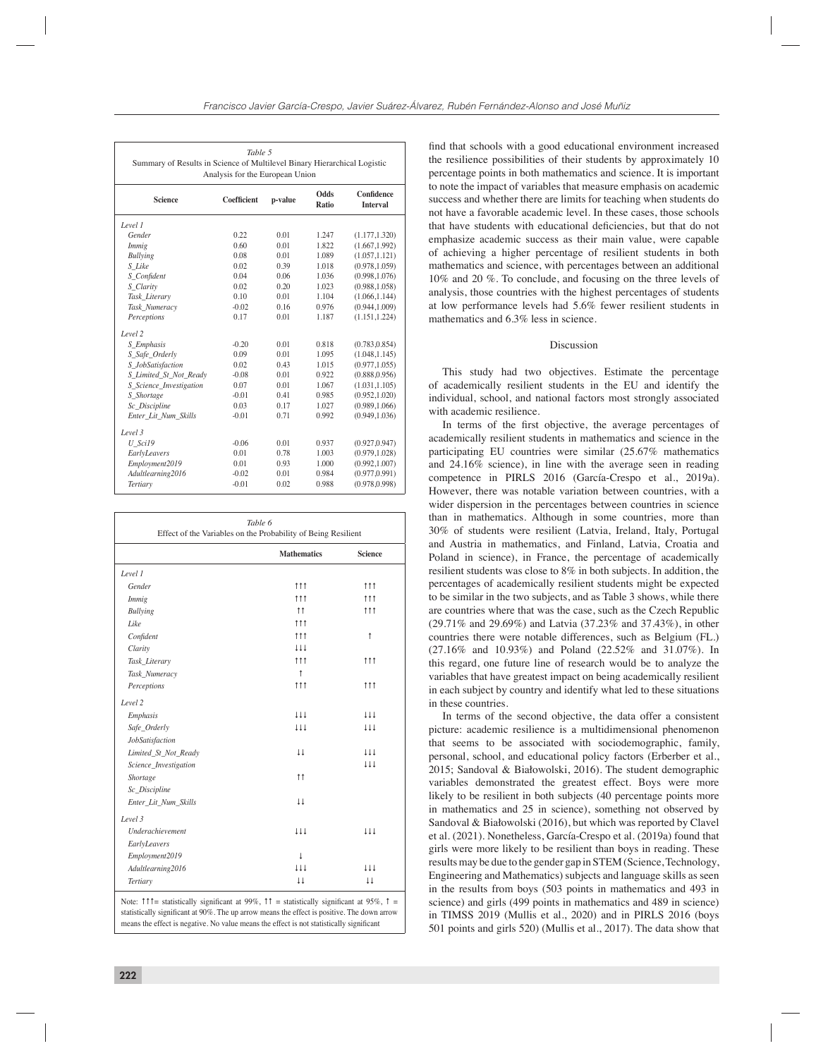*Table 5*
Summary of Results in Science of Multilevel Binary Hierarchical Logistic Analysis for the European Union

| Science | Coefficient | p-value | Odds Ratio | Confidence Interval |
|---|---|---|---|---|
| *Level 1* | | | | |
| *Gender* | 0.22 | 0.01 | 1.247 | (1.177,1.320) |
| *Immig* | 0.60 | 0.01 | 1.822 | (1.667,1.992) |
| *Bullying* | 0.08 | 0.01 | 1.089 | (1.057,1.121) |
| *S_Like* | 0.02 | 0.39 | 1.018 | (0.978,1.059) |
| *S_Confident* | 0.04 | 0.06 | 1.036 | (0.998,1.076) |
| *S_Clarity* | 0.02 | 0.20 | 1.023 | (0.988,1.058) |
| *Task_Literary* | 0.10 | 0.01 | 1.104 | (1.066,1.144) |
| *Task_Numeracy* | -0.02 | 0.16 | 0.976 | (0.944,1.009) |
| *Perceptions* | 0.17 | 0.01 | 1.187 | (1.151,1.224) |
| *Level 2* | | | | |
| *S_Emphasis* | -0.20 | 0.01 | 0.818 | (0.783,0.854) |
| *S_Safe_Orderly* | 0.09 | 0.01 | 1.095 | (1.048,1.145) |
| *S_JobSatisfaction* | 0.02 | 0.43 | 1.015 | (0.977,1.055) |
| *S_Limited_St_Not_Ready* | -0.08 | 0.01 | 0.922 | (0.888,0.956) |
| *S_Science_Investigation* | 0.07 | 0.01 | 1.067 | (1.031,1.105) |
| *S_Shortage* | -0.01 | 0.41 | 0.985 | (0.952,1.020) |
| *Sc_Discipline* | 0.03 | 0.17 | 1.027 | (0.989,1.066) |
| *Enter_Lit_Num_Skills* | -0.01 | 0.71 | 0.992 | (0.949,1.036) |
| *Level 3* | | | | |
| *U_Sci19* | -0.06 | 0.01 | 0.937 | (0.927,0.947) |
| *EarlyLeavers* | 0.01 | 0.78 | 1.003 | (0.979,1.028) |
| *Employment2019* | 0.01 | 0.93 | 1.000 | (0.992,1.007) |
| *Adultlearning2016* | -0.02 | 0.01 | 0.984 | (0.977,0.991) |
| *Tertiary* | -0.01 | 0.02 | 0.988 | (0.978,0.998) |

*Table 6*
Effect of the Variables on the Probability of Being Resilient

| | Mathematics | Science |
|---|---|---|
| *Level 1* | | |
| *Gender* | ↑↑↑ | ↑↑↑ |
| *Immig* | ↑↑↑ | ↑↑↑ |
| *Bullying* | ↑↑ | ↑↑↑ |
| *Like* | ↑↑↑ | |
| *Confident* | ↑↑↑ | ↑ |
| *Clarity* | ↓↓↓ | |
| *Task_Literary* | ↑↑↑ | ↑↑↑ |
| *Task_Numeracy* | ↑ | |
| *Perceptions* | ↑↑↑ | ↑↑↑ |
| *Level 2* | | |
| *Emphasis* | ↓↓↓ | ↓↓↓ |
| *Safe_Orderly* | ↓↓↓ | ↓↓↓ |
| *JobSatisfaction* | | |
| *Limited_St_Not_Ready* | ↓↓ | ↓↓↓ |
| *Science_Investigation* | | ↓↓↓ |
| *Shortage* | ↑↑ | |
| *Sc_Discipline* | | |
| *Enter_Lit_Num_Skills* | ↓↓ | |
| *Level 3* | | |
| *Underachievement* | ↓↓↓ | ↓↓↓ |
| *EarlyLeavers* | | |
| *Employment2019* | ↓ | |
| *Adultlearning2016* | ↓↓↓ | ↓↓↓ |
| *Tertiary* | ↓↓ | ↓↓ |

Note: ↑↑↑= statistically significant at 99%, ↑↑ = statistically significant at 95%, ↑ = statistically significant at 90%. The up arrow means the effect is positive. The down arrow means the effect is negative. No value means the effect is not statistically significant

find that schools with a good educational environment increased the resilience possibilities of their students by approximately 10 percentage points in both mathematics and science. It is important to note the impact of variables that measure emphasis on academic success and whether there are limits for teaching when students do not have a favorable academic level. In these cases, those schools that have students with educational deficiencies, but that do not emphasize academic success as their main value, were capable of achieving a higher percentage of resilient students in both mathematics and science, with percentages between an additional 10% and 20 %. To conclude, and focusing on the three levels of analysis, those countries with the highest percentages of students at low performance levels had 5.6% fewer resilient students in mathematics and 6.3% less in science.

## Discussion

This study had two objectives. Estimate the percentage of academically resilient students in the EU and identify the individual, school, and national factors most strongly associated with academic resilience.

In terms of the first objective, the average percentages of academically resilient students in mathematics and science in the participating EU countries were similar (25.67% mathematics and 24.16% science), in line with the average seen in reading competence in PIRLS 2016 (García-Crespo et al., 2019a). However, there was notable variation between countries, with a wider dispersion in the percentages between countries in science than in mathematics. Although in some countries, more than 30% of students were resilient (Latvia, Ireland, Italy, Portugal and Austria in mathematics, and Finland, Latvia, Croatia and Poland in science), in France, the percentage of academically resilient students was close to 8% in both subjects. In addition, the percentages of academically resilient students might be expected to be similar in the two subjects, and as Table 3 shows, while there are countries where that was the case, such as the Czech Republic (29.71% and 29.69%) and Latvia (37.23% and 37.43%), in other countries there were notable differences, such as Belgium (FL.) (27.16% and 10.93%) and Poland (22.52% and 31.07%). In this regard, one future line of research would be to analyze the variables that have greatest impact on being academically resilient in each subject by country and identify what led to these situations in these countries.

In terms of the second objective, the data offer a consistent picture: academic resilience is a multidimensional phenomenon that seems to be associated with sociodemographic, family, personal, school, and educational policy factors (Erberber et al., 2015; Sandoval & Białowolski, 2016). The student demographic variables demonstrated the greatest effect. Boys were more likely to be resilient in both subjects (40 percentage points more in mathematics and 25 in science), something not observed by Sandoval & Białowolski (2016), but which was reported by Clavel et al. (2021). Nonetheless, García-Crespo et al. (2019a) found that girls were more likely to be resilient than boys in reading. These results may be due to the gender gap in STEM (Science, Technology, Engineering and Mathematics) subjects and language skills as seen in the results from boys (503 points in mathematics and 493 in science) and girls (499 points in mathematics and 489 in science) in TIMSS 2019 (Mullis et al., 2020) and in PIRLS 2016 (boys 501 points and girls 520) (Mullis et al., 2017). The data show that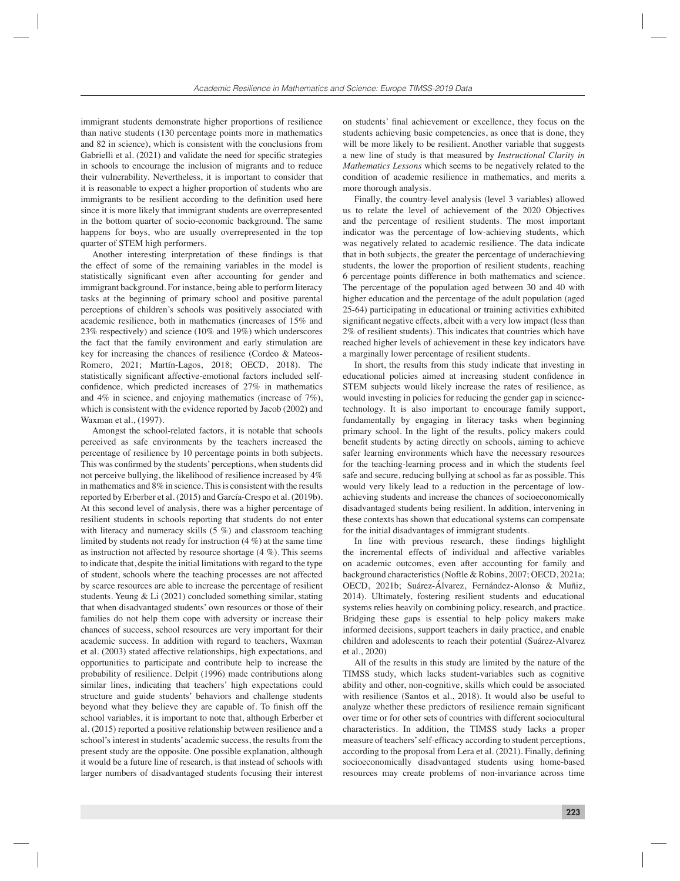immigrant students demonstrate higher proportions of resilience than native students (130 percentage points more in mathematics and 82 in science), which is consistent with the conclusions from Gabrielli et al. (2021) and validate the need for specific strategies in schools to encourage the inclusion of migrants and to reduce their vulnerability. Nevertheless, it is important to consider that it is reasonable to expect a higher proportion of students who are immigrants to be resilient according to the definition used here since it is more likely that immigrant students are overrepresented in the bottom quarter of socio-economic background. The same happens for boys, who are usually overrepresented in the top quarter of STEM high performers.

Another interesting interpretation of these findings is that the effect of some of the remaining variables in the model is statistically significant even after accounting for gender and immigrant background. For instance, being able to perform literacy tasks at the beginning of primary school and positive parental perceptions of children's schools was positively associated with academic resilience, both in mathematics (increases of 15% and 23% respectively) and science (10% and 19%) which underscores the fact that the family environment and early stimulation are key for increasing the chances of resilience (Cordeo & Mateos-Romero, 2021; Martín-Lagos, 2018; OECD, 2018). The statistically significant affective-emotional factors included self-confidence, which predicted increases of 27% in mathematics and 4% in science, and enjoying mathematics (increase of 7%), which is consistent with the evidence reported by Jacob (2002) and Waxman et al., (1997).

Amongst the school-related factors, it is notable that schools perceived as safe environments by the teachers increased the percentage of resilience by 10 percentage points in both subjects. This was confirmed by the students' perceptions, when students did not perceive bullying, the likelihood of resilience increased by 4% in mathematics and 8% in science. This is consistent with the results reported by Erberber et al. (2015) and García-Crespo et al. (2019b). At this second level of analysis, there was a higher percentage of resilient students in schools reporting that students do not enter with literacy and numeracy skills (5 %) and classroom teaching limited by students not ready for instruction (4 %) at the same time as instruction not affected by resource shortage (4 %). This seems to indicate that, despite the initial limitations with regard to the type of student, schools where the teaching processes are not affected by scarce resources are able to increase the percentage of resilient students. Yeung & Li (2021) concluded something similar, stating that when disadvantaged students' own resources or those of their families do not help them cope with adversity or increase their chances of success, school resources are very important for their academic success. In addition with regard to teachers, Waxman et al. (2003) stated affective relationships, high expectations, and opportunities to participate and contribute help to increase the probability of resilience. Delpit (1996) made contributions along similar lines, indicating that teachers' high expectations could structure and guide students' behaviors and challenge students beyond what they believe they are capable of. To finish off the school variables, it is important to note that, although Erberber et al. (2015) reported a positive relationship between resilience and a school's interest in students' academic success, the results from the present study are the opposite. One possible explanation, although it would be a future line of research, is that instead of schools with larger numbers of disadvantaged students focusing their interest on students' final achievement or excellence, they focus on the students achieving basic competencies, as once that is done, they will be more likely to be resilient. Another variable that suggests a new line of study is that measured by *Instructional Clarity in Mathematics Lessons* which seems to be negatively related to the condition of academic resilience in mathematics, and merits a more thorough analysis.

Finally, the country-level analysis (level 3 variables) allowed us to relate the level of achievement of the 2020 Objectives and the percentage of resilient students. The most important indicator was the percentage of low-achieving students, which was negatively related to academic resilience. The data indicate that in both subjects, the greater the percentage of underachieving students, the lower the proportion of resilient students, reaching 6 percentage points difference in both mathematics and science. The percentage of the population aged between 30 and 40 with higher education and the percentage of the adult population (aged 25-64) participating in educational or training activities exhibited significant negative effects, albeit with a very low impact (less than 2% of resilient students). This indicates that countries which have reached higher levels of achievement in these key indicators have a marginally lower percentage of resilient students.

In short, the results from this study indicate that investing in educational policies aimed at increasing student confidence in STEM subjects would likely increase the rates of resilience, as would investing in policies for reducing the gender gap in science-technology. It is also important to encourage family support, fundamentally by engaging in literacy tasks when beginning primary school. In the light of the results, policy makers could benefit students by acting directly on schools, aiming to achieve safer learning environments which have the necessary resources for the teaching-learning process and in which the students feel safe and secure, reducing bullying at school as far as possible. This would very likely lead to a reduction in the percentage of low-achieving students and increase the chances of socioeconomically disadvantaged students being resilient. In addition, intervening in these contexts has shown that educational systems can compensate for the initial disadvantages of immigrant students.

In line with previous research, these findings highlight the incremental effects of individual and affective variables on academic outcomes, even after accounting for family and background characteristics (Noftle & Robins, 2007; OECD, 2021a; OECD, 2021b; Suárez-Álvarez, Fernández-Alonso & Muñiz, 2014). Ultimately, fostering resilient students and educational systems relies heavily on combining policy, research, and practice. Bridging these gaps is essential to help policy makers make informed decisions, support teachers in daily practice, and enable children and adolescents to reach their potential (Suárez-Alvarez et al., 2020)

All of the results in this study are limited by the nature of the TIMSS study, which lacks student-variables such as cognitive ability and other, non-cognitive, skills which could be associated with resilience (Santos et al., 2018). It would also be useful to analyze whether these predictors of resilience remain significant over time or for other sets of countries with different sociocultural characteristics. In addition, the TIMSS study lacks a proper measure of teachers' self-efficacy according to student perceptions, according to the proposal from Lera et al. (2021). Finally, defining socioeconomically disadvantaged students using home-based resources may create problems of non-invariance across time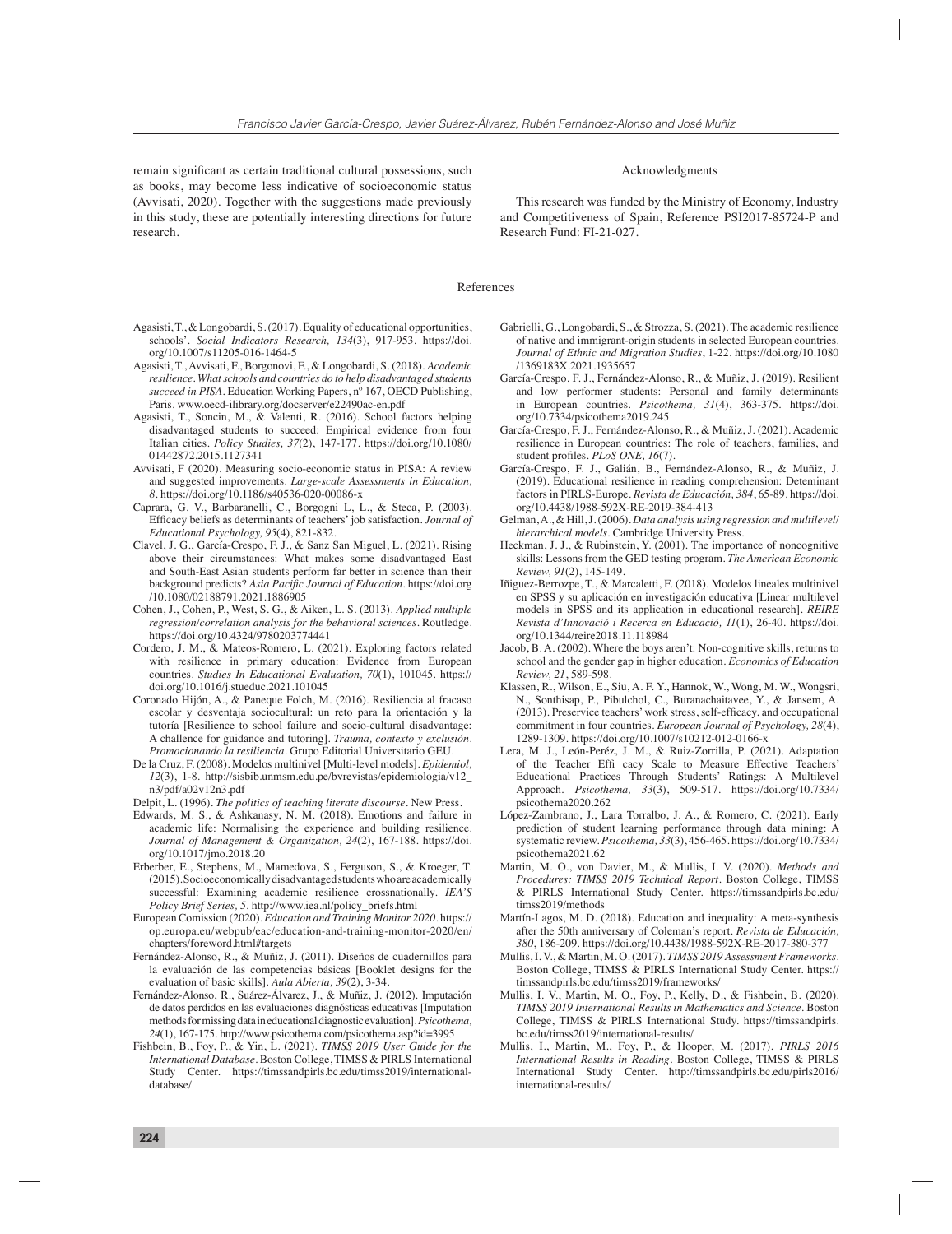remain significant as certain traditional cultural possessions, such as books, may become less indicative of socioeconomic status (Avvisati, 2020). Together with the suggestions made previously in this study, these are potentially interesting directions for future research.

## Acknowledgments

This research was funded by the Ministry of Economy, Industry and Competitiveness of Spain, Reference PSI2017-85724-P and Research Fund: FI-21-027.

## References

Agasisti, T., & Longobardi, S. (2017). Equality of educational opportunities, schools'. *Social Indicators Research, 134*(3), 917-953. https://doi.org/10.1007/s11205-016-1464-5

Agasisti, T., Avvisati, F., Borgonovi, F., & Longobardi, S. (2018). *Academic resilience. What schools and countries do to help disadvantaged students succeed in PISA*. Education Working Papers, nº 167, OECD Publishing, Paris. www.oecd-ilibrary.org/docserver/e22490ac-en.pdf

Agasisti, T., Soncin, M., & Valenti, R. (2016). School factors helping disadvantaged students to succeed: Empirical evidence from four Italian cities. *Policy Studies, 37*(2), 147-177. https://doi.org/10.1080/01442872.2015.1127341

Avvisati, F (2020). Measuring socio-economic status in PISA: A review and suggested improvements. *Large-scale Assessments in Education, 8*. https://doi.org/10.1186/s40536-020-00086-x

Caprara, G. V., Barbaranelli, C., Borgogni L., L., & Steca, P. (2003). Efficacy beliefs as determinants of teachers' job satisfaction. *Journal of Educational Psychology, 95*(4), 821-832.

Clavel, J. G., García-Crespo, F. J., & Sanz San Miguel, L. (2021). Rising above their circumstances: What makes some disadvantaged East and South-East Asian students perform far better in science than their background predicts? *Asia Pacific Journal of Education*. https://doi.org/10.1080/02188791.2021.1886905

Cohen, J., Cohen, P., West, S. G., & Aiken, L. S. (2013). *Applied multiple regression/correlation analysis for the behavioral sciences*. Routledge. https://doi.org/10.4324/9780203774441

Cordero, J. M., & Mateos-Romero, L. (2021). Exploring factors related with resilience in primary education: Evidence from European countries. *Studies In Educational Evaluation, 70*(1), 101045. https://doi.org/10.1016/j.stueduc.2021.101045

Coronado Hijón, A., & Paneque Folch, M. (2016). Resiliencia al fracaso escolar y desventaja sociocultural: un reto para la orientación y la tutoría [Resilience to school failure and socio-cultural disadvantage: A challenge for guidance and tutoring]. *Trauma, contexto y exclusión. Promocionando la resiliencia*. Grupo Editorial Universitario GEU.

De la Cruz, F. (2008). Modelos multinivel [Multi-level models]. *Epidemiol, 12*(3), 1-8. http://sisbib.unmsm.edu.pe/bvrevistas/epidemiologia/v12_n3/pdf/a02v12n3.pdf

Delpit, L. (1996). *The politics of teaching literate discourse*. New Press.

Edwards, M. S., & Ashkanasy, N. M. (2018). Emotions and failure in academic life: Normalising the experience and building resilience. *Journal of Management & Organization, 24*(2), 167-188. https://doi.org/10.1017/jmo.2018.20

Erberber, E., Stephens, M., Mamedova, S., Ferguson, S., & Kroeger, T. (2015). Socioeconomically disadvantaged students who are academically successful: Examining academic resilience crossnationally. *IEA'S Policy Brief Series, 5*. http://www.iea.nl/policy_briefs.html

European Comission (2020). *Education and Training Monitor 2020*. https://op.europa.eu/webpub/eac/education-and-training-monitor-2020/en/chapters/foreword.html#targets

Fernández-Alonso, R., & Muñiz, J. (2011). Diseños de cuadernillos para la evaluación de las competencias básicas [Booklet designs for the evaluation of basic skills]. *Aula Abierta, 39*(2), 3-34.

Fernández-Alonso, R., Suárez-Álvarez, J., & Muñiz, J. (2012). Imputación de datos perdidos en las evaluaciones diagnósticas educativas [Imputation methods for missing data in educational diagnostic evaluation]. *Psicothema, 24*(1), 167-175. http://www.psicothema.com/psicothema.asp?id=3995

Fishbein, B., Foy, P., & Yin, L. (2021). *TIMSS 2019 User Guide for the International Database*. Boston College, TIMSS & PIRLS International Study Center. https://timssandpirls.bc.edu/timss2019/international-database/

Gabrielli, G., Longobardi, S., & Strozza, S. (2021). The academic resilience of native and immigrant-origin students in selected European countries. *Journal of Ethnic and Migration Studies*, 1-22. https://doi.org/10.1080/1369183X.2021.1935657

García-Crespo, F. J., Fernández-Alonso, R., & Muñiz, J. (2019). Resilient and low performer students: Personal and family determinants in European countries. *Psicothema, 31*(4), 363-375. https://doi.org/10.7334/psicothema2019.245

García-Crespo, F. J., Fernández-Alonso, R., & Muñiz, J. (2021). Academic resilience in European countries: The role of teachers, families, and student profiles. *PLoS ONE, 16*(7).

García-Crespo, F. J., Galián, B., Fernández-Alonso, R., & Muñiz, J. (2019). Educational resilience in reading comprehension: Deteminant factors in PIRLS-Europe. *Revista de Educación, 384*, 65-89. https://doi.org/10.4438/1988-592X-RE-2019-384-413

Gelman, A., & Hill, J. (2006). *Data analysis using regression and multilevel/hierarchical models*. Cambridge University Press.

Heckman, J. J., & Rubinstein, Y. (2001). The importance of noncognitive skills: Lessons from the GED testing program. *The American Economic Review, 91*(2), 145-149.

Iñiguez-Berrozpe, T., & Marcaletti, F. (2018). Modelos lineales multinivel en SPSS y su aplicación en investigación educativa [Linear multilevel models in SPSS and its application in educational research]. *REIRE Revista d'Innovació i Recerca en Educació, 11*(1), 26-40. https://doi.org/10.1344/reire2018.11.118984

Jacob, B. A. (2002). Where the boys aren't: Non-cognitive skills, returns to school and the gender gap in higher education. *Economics of Education Review, 21*, 589-598.

Klassen, R., Wilson, E., Siu, A. F. Y., Hannok, W., Wong, M. W., Wongsri, N., Sonthisap, P., Pibulchol, C., Buranachaitavee, Y., & Jansem, A. (2013). Preservice teachers' work stress, self-efficacy, and occupational commitment in four countries. *European Journal of Psychology, 28*(4), 1289-1309. https://doi.org/10.1007/s10212-012-0166-x

Lera, M. J., León-Peréz, J. M., & Ruiz-Zorrilla, P. (2021). Adaptation of the Teacher Effi cacy Scale to Measure Effective Teachers' Educational Practices Through Students' Ratings: A Multilevel Approach. *Psicothema, 33*(3), 509-517. https://doi.org/10.7334/psicothema2020.262

López-Zambrano, J., Lara Torralbo, J. A., & Romero, C. (2021). Early prediction of student learning performance through data mining: A systematic review. *Psicothema, 33*(3), 456-465. https://doi.org/10.7334/psicothema2021.62

Martin, M. O., von Davier, M., & Mullis, I. V. (2020). *Methods and Procedures: TIMSS 2019 Technical Report*. Boston College, TIMSS & PIRLS International Study Center. https://timssandpirls.bc.edu/timss2019/methods

Martín-Lagos, M. D. (2018). Education and inequality: A meta-synthesis after the 50th anniversary of Coleman's report. *Revista de Educación, 380*, 186-209. https://doi.org/10.4438/1988-592X-RE-2017-380-377

Mullis, I. V., & Martin, M. O. (2017). *TIMSS 2019 Assessment Frameworks*. Boston College, TIMSS & PIRLS International Study Center. https://timssandpirls.bc.edu/timss2019/frameworks/

Mullis, I. V., Martin, M. O., Foy, P., Kelly, D., & Fishbein, B. (2020). *TIMSS 2019 International Results in Mathematics and Science*. Boston College, TIMSS & PIRLS International Study. https://timssandpirls.bc.edu/timss2019/international-results/

Mullis, I., Martin, M., Foy, P., & Hooper, M. (2017). *PIRLS 2016 International Results in Reading*. Boston College, TIMSS & PIRLS International Study Center. http://timssandpirls.bc.edu/pirls2016/international-results/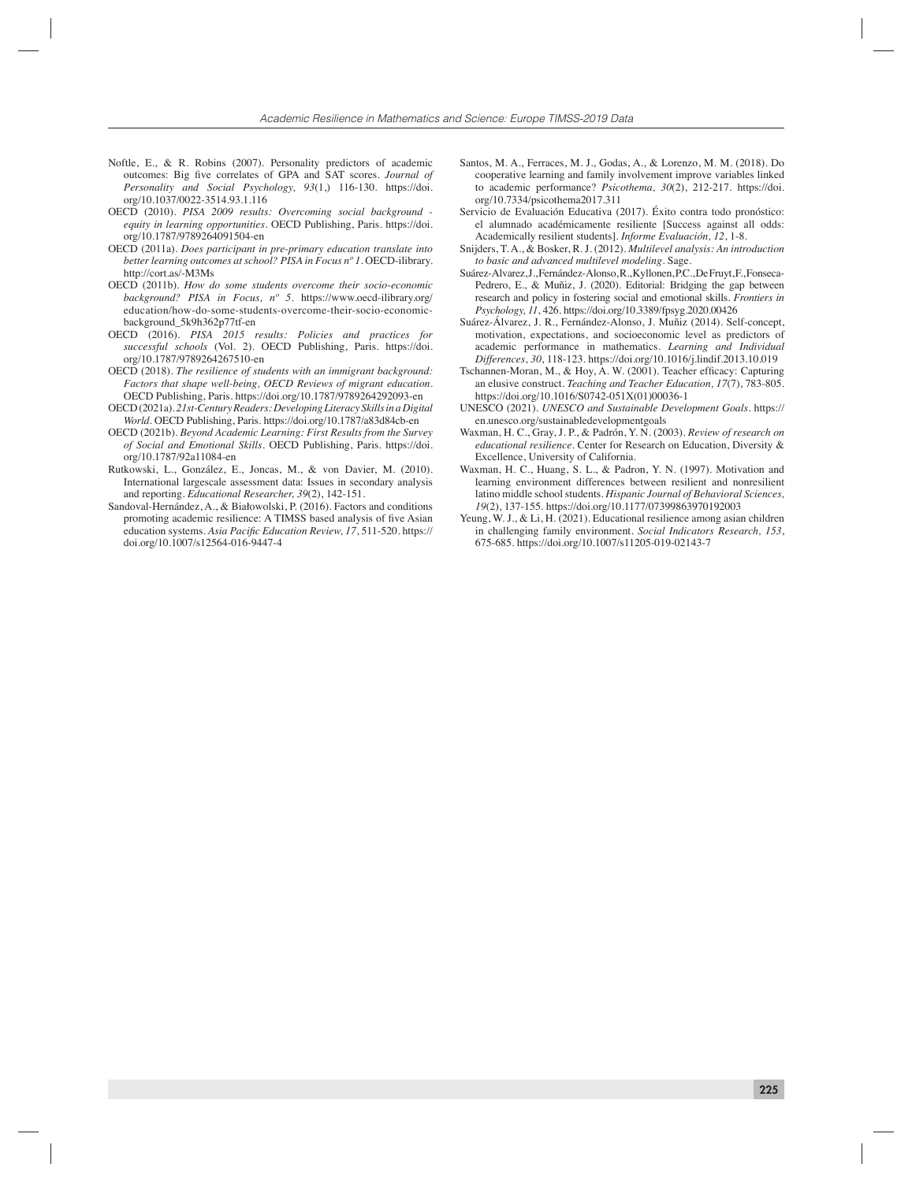Noftle, E., & R. Robins (2007). Personality predictors of academic outcomes: Big five correlates of GPA and SAT scores. *Journal of Personality and Social Psychology, 93*(1,) 116-130. https://doi.org/10.1037/0022-3514.93.1.116

OECD (2010). *PISA 2009 results: Overcoming social background - equity in learning opportunities*. OECD Publishing, Paris. https://doi.org/10.1787/9789264091504-en

OECD (2011a). *Does participant in pre-primary education translate into better learning outcomes at school? PISA in Focus nº 1*. OECD-ilibrary. http://cort.as/-M3Ms

OECD (2011b). *How do some students overcome their socio-economic background? PISA in Focus, nº 5*. https://www.oecd-ilibrary.org/education/how-do-some-students-overcome-their-socio-economic-background_5k9h362p77tf-en

OECD (2016). *PISA 2015 results: Policies and practices for successful schools* (Vol. 2). OECD Publishing, Paris. https://doi.org/10.1787/9789264267510-en

OECD (2018). *The resilience of students with an immigrant background: Factors that shape well-being, OECD Reviews of migrant education*. OECD Publishing, Paris. https://doi.org/10.1787/9789264292093-en

OECD (2021a). *21st-Century Readers: Developing Literacy Skills in a Digital World*. OECD Publishing, Paris. https://doi.org/10.1787/a83d84cb-en

OECD (2021b). *Beyond Academic Learning: First Results from the Survey of Social and Emotional Skills*. OECD Publishing, Paris. https://doi.org/10.1787/92a11084-en

Rutkowski, L., González, E., Joncas, M., & von Davier, M. (2010). International largescale assessment data: Issues in secondary analysis and reporting. *Educational Researcher, 39*(2), 142-151.

Sandoval-Hernández, A., & Białowolski, P. (2016). Factors and conditions promoting academic resilience: A TIMSS based analysis of five Asian education systems. *Asia Pacific Education Review, 17*, 511-520. https://doi.org/10.1007/s12564-016-9447-4

Santos, M. A., Ferraces, M. J., Godas, A., & Lorenzo, M. M. (2018). Do cooperative learning and family involvement improve variables linked to academic performance? *Psicothema, 30*(2), 212-217. https://doi.org/10.7334/psicothema2017.311

Servicio de Evaluación Educativa (2017). Éxito contra todo pronóstico: el alumnado académicamente resiliente [Success against all odds: Academically resilient students]. *Informe Evaluación, 12*, 1-8.

Snijders, T. A., & Bosker, R. J. (2012). *Multilevel analysis: An introduction to basic and advanced multilevel modeling*. Sage.

Suárez-Alvarez, J., Fernández-Alonso, R., Kyllonen, P.C., De Fruyt, F., Fonseca-Pedrero, E., & Muñiz, J. (2020). Editorial: Bridging the gap between research and policy in fostering social and emotional skills. *Frontiers in Psychology, 11*, 426. https://doi.org/10.3389/fpsyg.2020.00426

Suárez-Álvarez, J. R., Fernández-Alonso, J. Muñiz (2014). Self-concept, motivation, expectations, and socioeconomic level as predictors of academic performance in mathematics. *Learning and Individual Differences*, *30*, 118-123. https://doi.org/10.1016/j.lindif.2013.10.019

Tschannen-Moran, M., & Hoy, A. W. (2001). Teacher efficacy: Capturing an elusive construct. *Teaching and Teacher Education, 17*(7), 783-805. https://doi.org/10.1016/S0742-051X(01)00036-1

UNESCO (2021). *UNESCO and Sustainable Development Goals*. https://en.unesco.org/sustainabledevelopmentgoals

Waxman, H. C., Gray, J. P., & Padrón, Y. N. (2003). *Review of research on educational resilience*. Center for Research on Education, Diversity & Excellence, University of California.

Waxman, H. C., Huang, S. L., & Padron, Y. N. (1997). Motivation and learning environment differences between resilient and nonresilient latino middle school students. *Hispanic Journal of Behavioral Sciences, 19*(2), 137-155. https://doi.org/10.1177/07399863970192003

Yeung, W. J., & Li, H. (2021). Educational resilience among asian children in challenging family environment. *Social Indicators Research, 153*, 675-685. https://doi.org/10.1007/s11205-019-02143-7